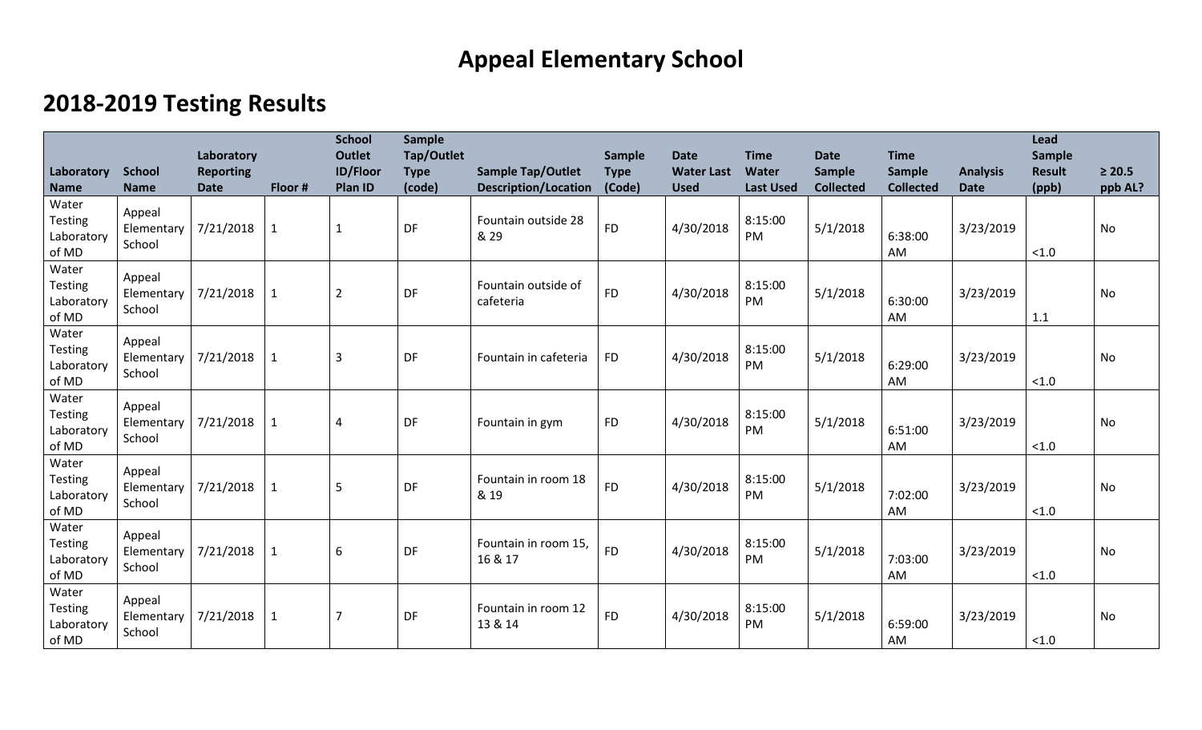# Appeal Elementary School

## 2018-2019 Testing Results

| Laboratory Name | School Name | Laboratory Reporting Date | Floor # | School Outlet ID/Floor Plan ID | Sample Tap/Outlet Type (code) | Sample Tap/Outlet Description/Location | Sample Type (Code) | Date Water Last Used | Time Water Last Used | Date Sample Collected | Time Sample Collected | Analysis Date | Lead Sample Result (ppb) | ≥ 20.5 ppb AL? |
|---|---|---|---|---|---|---|---|---|---|---|---|---|---|---|
| Water Testing Laboratory of MD | Appeal Elementary School | 7/21/2018 | 1 | 1 | DF | Fountain outside 28 & 29 | FD | 4/30/2018 | 8:15:00 PM | 5/1/2018 | 6:38:00 AM | 3/23/2019 | <1.0 | No |
| Water Testing Laboratory of MD | Appeal Elementary School | 7/21/2018 | 1 | 2 | DF | Fountain outside of cafeteria | FD | 4/30/2018 | 8:15:00 PM | 5/1/2018 | 6:30:00 AM | 3/23/2019 | 1.1 | No |
| Water Testing Laboratory of MD | Appeal Elementary School | 7/21/2018 | 1 | 3 | DF | Fountain in cafeteria | FD | 4/30/2018 | 8:15:00 PM | 5/1/2018 | 6:29:00 AM | 3/23/2019 | <1.0 | No |
| Water Testing Laboratory of MD | Appeal Elementary School | 7/21/2018 | 1 | 4 | DF | Fountain in gym | FD | 4/30/2018 | 8:15:00 PM | 5/1/2018 | 6:51:00 AM | 3/23/2019 | <1.0 | No |
| Water Testing Laboratory of MD | Appeal Elementary School | 7/21/2018 | 1 | 5 | DF | Fountain in room 18 & 19 | FD | 4/30/2018 | 8:15:00 PM | 5/1/2018 | 7:02:00 AM | 3/23/2019 | <1.0 | No |
| Water Testing Laboratory of MD | Appeal Elementary School | 7/21/2018 | 1 | 6 | DF | Fountain in room 15, 16 & 17 | FD | 4/30/2018 | 8:15:00 PM | 5/1/2018 | 7:03:00 AM | 3/23/2019 | <1.0 | No |
| Water Testing Laboratory of MD | Appeal Elementary School | 7/21/2018 | 1 | 7 | DF | Fountain in room 12 13 & 14 | FD | 4/30/2018 | 8:15:00 PM | 5/1/2018 | 6:59:00 AM | 3/23/2019 | <1.0 | No |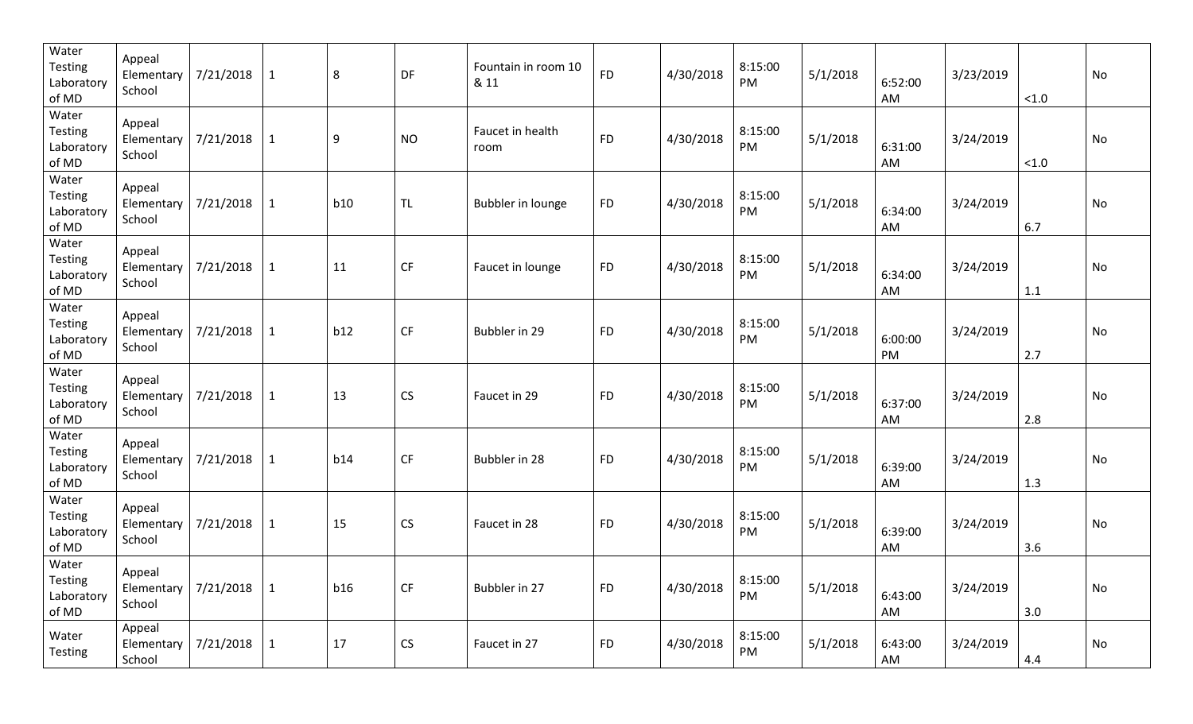| | | | | | | | | | | | | | | |
|---|---|---|---|---|---|---|---|---|---|---|---|---|---|---|
| Water Testing Laboratory of MD | Appeal Elementary School | 7/21/2018 | 1 | 8 | DF | Fountain in room 10 & 11 | FD | 4/30/2018 | 8:15:00 PM | 5/1/2018 | 6:52:00 AM | 3/23/2019 | <1.0 | No |
| Water Testing Laboratory of MD | Appeal Elementary School | 7/21/2018 | 1 | 9 | NO | Faucet in health room | FD | 4/30/2018 | 8:15:00 PM | 5/1/2018 | 6:31:00 AM | 3/24/2019 | <1.0 | No |
| Water Testing Laboratory of MD | Appeal Elementary School | 7/21/2018 | 1 | b10 | TL | Bubbler in lounge | FD | 4/30/2018 | 8:15:00 PM | 5/1/2018 | 6:34:00 AM | 3/24/2019 | 6.7 | No |
| Water Testing Laboratory of MD | Appeal Elementary School | 7/21/2018 | 1 | 11 | CF | Faucet in lounge | FD | 4/30/2018 | 8:15:00 PM | 5/1/2018 | 6:34:00 AM | 3/24/2019 | 1.1 | No |
| Water Testing Laboratory of MD | Appeal Elementary School | 7/21/2018 | 1 | b12 | CF | Bubbler in 29 | FD | 4/30/2018 | 8:15:00 PM | 5/1/2018 | 6:00:00 PM | 3/24/2019 | 2.7 | No |
| Water Testing Laboratory of MD | Appeal Elementary School | 7/21/2018 | 1 | 13 | CS | Faucet in 29 | FD | 4/30/2018 | 8:15:00 PM | 5/1/2018 | 6:37:00 AM | 3/24/2019 | 2.8 | No |
| Water Testing Laboratory of MD | Appeal Elementary School | 7/21/2018 | 1 | b14 | CF | Bubbler in 28 | FD | 4/30/2018 | 8:15:00 PM | 5/1/2018 | 6:39:00 AM | 3/24/2019 | 1.3 | No |
| Water Testing Laboratory of MD | Appeal Elementary School | 7/21/2018 | 1 | 15 | CS | Faucet in 28 | FD | 4/30/2018 | 8:15:00 PM | 5/1/2018 | 6:39:00 AM | 3/24/2019 | 3.6 | No |
| Water Testing Laboratory of MD | Appeal Elementary School | 7/21/2018 | 1 | b16 | CF | Bubbler in 27 | FD | 4/30/2018 | 8:15:00 PM | 5/1/2018 | 6:43:00 AM | 3/24/2019 | 3.0 | No |
| Water Testing | Appeal Elementary School | 7/21/2018 | 1 | 17 | CS | Faucet in 27 | FD | 4/30/2018 | 8:15:00 PM | 5/1/2018 | 6:43:00 AM | 3/24/2019 | 4.4 | No |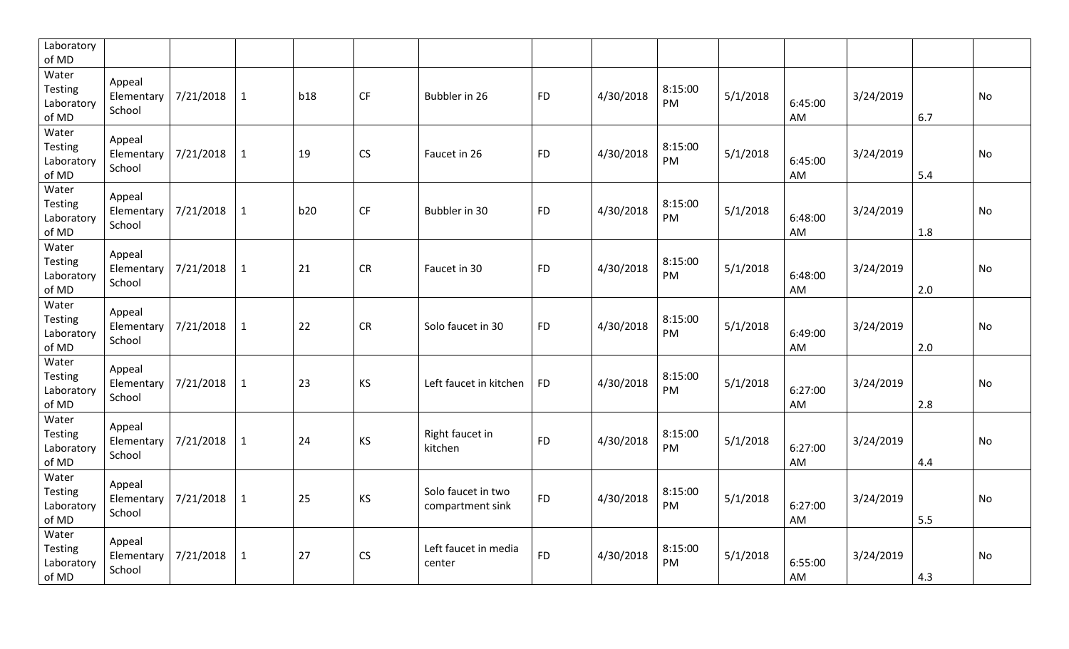| | | | | | | | | | | | | | | |
|---|---|---|---|---|---|---|---|---|---|---|---|---|---|---|
| Laboratory of MD | | | | | | | | | | | | | | |
| Water Testing Laboratory of MD | Appeal Elementary School | 7/21/2018 | 1 | b18 | CF | Bubbler in 26 | FD | 4/30/2018 | 8:15:00 PM | 5/1/2018 | 6:45:00 AM | 3/24/2019 | 6.7 | No |
| Water Testing Laboratory of MD | Appeal Elementary School | 7/21/2018 | 1 | 19 | CS | Faucet in 26 | FD | 4/30/2018 | 8:15:00 PM | 5/1/2018 | 6:45:00 AM | 3/24/2019 | 5.4 | No |
| Water Testing Laboratory of MD | Appeal Elementary School | 7/21/2018 | 1 | b20 | CF | Bubbler in 30 | FD | 4/30/2018 | 8:15:00 PM | 5/1/2018 | 6:48:00 AM | 3/24/2019 | 1.8 | No |
| Water Testing Laboratory of MD | Appeal Elementary School | 7/21/2018 | 1 | 21 | CR | Faucet in 30 | FD | 4/30/2018 | 8:15:00 PM | 5/1/2018 | 6:48:00 AM | 3/24/2019 | 2.0 | No |
| Water Testing Laboratory of MD | Appeal Elementary School | 7/21/2018 | 1 | 22 | CR | Solo faucet in 30 | FD | 4/30/2018 | 8:15:00 PM | 5/1/2018 | 6:49:00 AM | 3/24/2019 | 2.0 | No |
| Water Testing Laboratory of MD | Appeal Elementary School | 7/21/2018 | 1 | 23 | KS | Left faucet in kitchen | FD | 4/30/2018 | 8:15:00 PM | 5/1/2018 | 6:27:00 AM | 3/24/2019 | 2.8 | No |
| Water Testing Laboratory of MD | Appeal Elementary School | 7/21/2018 | 1 | 24 | KS | Right faucet in kitchen | FD | 4/30/2018 | 8:15:00 PM | 5/1/2018 | 6:27:00 AM | 3/24/2019 | 4.4 | No |
| Water Testing Laboratory of MD | Appeal Elementary School | 7/21/2018 | 1 | 25 | KS | Solo faucet in two compartment sink | FD | 4/30/2018 | 8:15:00 PM | 5/1/2018 | 6:27:00 AM | 3/24/2019 | 5.5 | No |
| Water Testing Laboratory of MD | Appeal Elementary School | 7/21/2018 | 1 | 27 | CS | Left faucet in media center | FD | 4/30/2018 | 8:15:00 PM | 5/1/2018 | 6:55:00 AM | 3/24/2019 | 4.3 | No |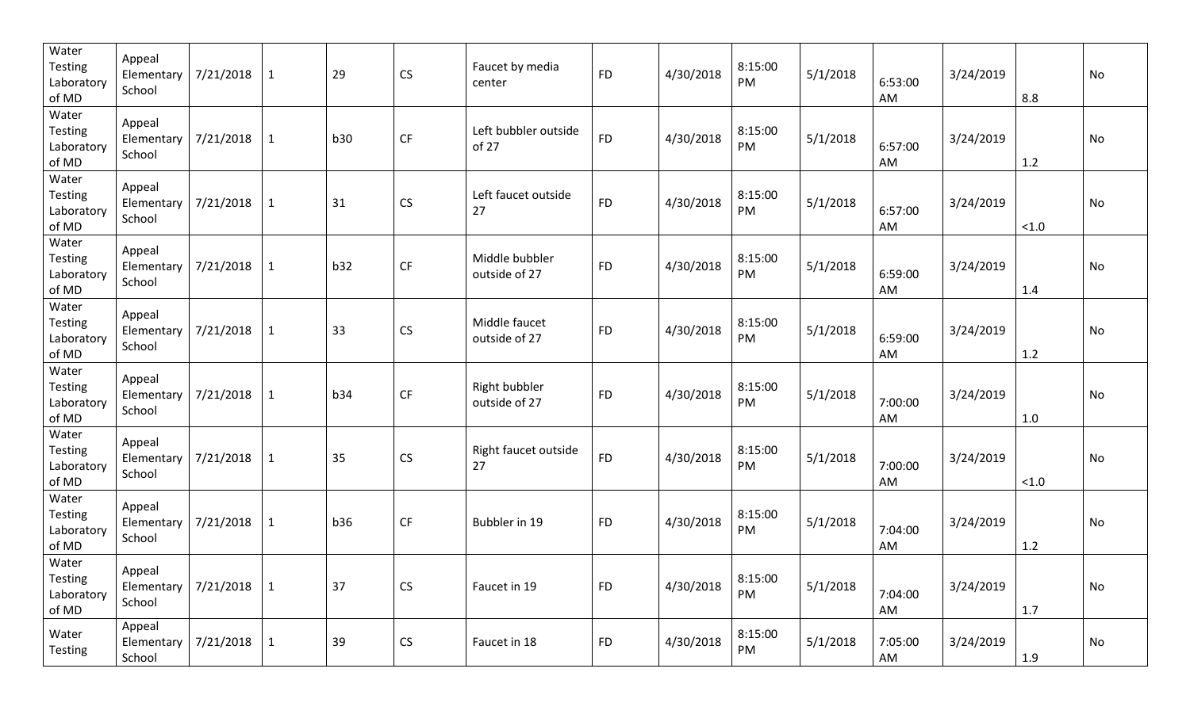| | | | | | | | | | | | | | | |
|---|---|---|---|---|---|---|---|---|---|---|---|---|---|---|
| Water Testing Laboratory of MD | Appeal Elementary School | 7/21/2018 | 1 | 29 | CS | Faucet by media center | FD | 4/30/2018 | 8:15:00 PM | 5/1/2018 | 6:53:00 AM | 3/24/2019 | 8.8 | No |
| Water Testing Laboratory of MD | Appeal Elementary School | 7/21/2018 | 1 | b30 | CF | Left bubbler outside of 27 | FD | 4/30/2018 | 8:15:00 PM | 5/1/2018 | 6:57:00 AM | 3/24/2019 | 1.2 | No |
| Water Testing Laboratory of MD | Appeal Elementary School | 7/21/2018 | 1 | 31 | CS | Left faucet outside 27 | FD | 4/30/2018 | 8:15:00 PM | 5/1/2018 | 6:57:00 AM | 3/24/2019 | <1.0 | No |
| Water Testing Laboratory of MD | Appeal Elementary School | 7/21/2018 | 1 | b32 | CF | Middle bubbler outside of 27 | FD | 4/30/2018 | 8:15:00 PM | 5/1/2018 | 6:59:00 AM | 3/24/2019 | 1.4 | No |
| Water Testing Laboratory of MD | Appeal Elementary School | 7/21/2018 | 1 | 33 | CS | Middle faucet outside of 27 | FD | 4/30/2018 | 8:15:00 PM | 5/1/2018 | 6:59:00 AM | 3/24/2019 | 1.2 | No |
| Water Testing Laboratory of MD | Appeal Elementary School | 7/21/2018 | 1 | b34 | CF | Right bubbler outside of 27 | FD | 4/30/2018 | 8:15:00 PM | 5/1/2018 | 7:00:00 AM | 3/24/2019 | 1.0 | No |
| Water Testing Laboratory of MD | Appeal Elementary School | 7/21/2018 | 1 | 35 | CS | Right faucet outside 27 | FD | 4/30/2018 | 8:15:00 PM | 5/1/2018 | 7:00:00 AM | 3/24/2019 | <1.0 | No |
| Water Testing Laboratory of MD | Appeal Elementary School | 7/21/2018 | 1 | b36 | CF | Bubbler in 19 | FD | 4/30/2018 | 8:15:00 PM | 5/1/2018 | 7:04:00 AM | 3/24/2019 | 1.2 | No |
| Water Testing Laboratory of MD | Appeal Elementary School | 7/21/2018 | 1 | 37 | CS | Faucet in 19 | FD | 4/30/2018 | 8:15:00 PM | 5/1/2018 | 7:04:00 AM | 3/24/2019 | 1.7 | No |
| Water Testing | Appeal Elementary School | 7/21/2018 | 1 | 39 | CS | Faucet in 18 | FD | 4/30/2018 | 8:15:00 PM | 5/1/2018 | 7:05:00 AM | 3/24/2019 | 1.9 | No |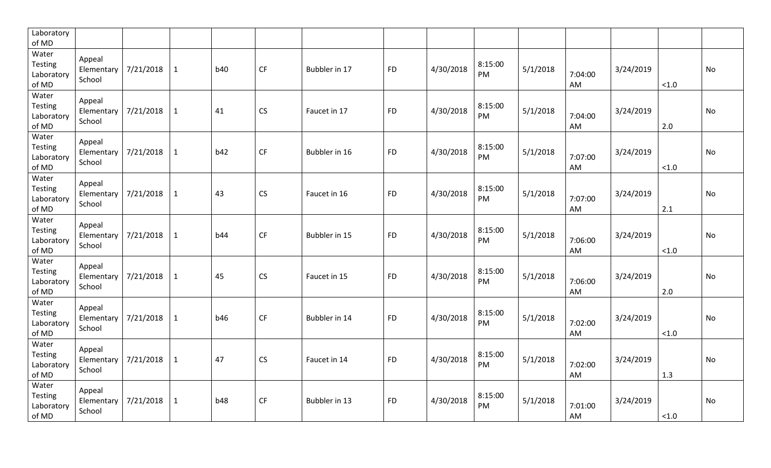| | | | | | | | | | | | | | |
|---|---|---|---|---|---|---|---|---|---|---|---|---|---|
| Laboratory of MD | | | | | | | | | | | | | |
| Water Testing Laboratory of MD | Appeal Elementary School | 7/21/2018 | 1 | b40 | CF | Bubbler in 17 | FD | 4/30/2018 | 8:15:00 PM | 5/1/2018 | 7:04:00 AM | 3/24/2019 | <1.0 | No |
| Water Testing Laboratory of MD | Appeal Elementary School | 7/21/2018 | 1 | 41 | CS | Faucet in 17 | FD | 4/30/2018 | 8:15:00 PM | 5/1/2018 | 7:04:00 AM | 3/24/2019 | 2.0 | No |
| Water Testing Laboratory of MD | Appeal Elementary School | 7/21/2018 | 1 | b42 | CF | Bubbler in 16 | FD | 4/30/2018 | 8:15:00 PM | 5/1/2018 | 7:07:00 AM | 3/24/2019 | <1.0 | No |
| Water Testing Laboratory of MD | Appeal Elementary School | 7/21/2018 | 1 | 43 | CS | Faucet in 16 | FD | 4/30/2018 | 8:15:00 PM | 5/1/2018 | 7:07:00 AM | 3/24/2019 | 2.1 | No |
| Water Testing Laboratory of MD | Appeal Elementary School | 7/21/2018 | 1 | b44 | CF | Bubbler in 15 | FD | 4/30/2018 | 8:15:00 PM | 5/1/2018 | 7:06:00 AM | 3/24/2019 | <1.0 | No |
| Water Testing Laboratory of MD | Appeal Elementary School | 7/21/2018 | 1 | 45 | CS | Faucet in 15 | FD | 4/30/2018 | 8:15:00 PM | 5/1/2018 | 7:06:00 AM | 3/24/2019 | 2.0 | No |
| Water Testing Laboratory of MD | Appeal Elementary School | 7/21/2018 | 1 | b46 | CF | Bubbler in 14 | FD | 4/30/2018 | 8:15:00 PM | 5/1/2018 | 7:02:00 AM | 3/24/2019 | <1.0 | No |
| Water Testing Laboratory of MD | Appeal Elementary School | 7/21/2018 | 1 | 47 | CS | Faucet in 14 | FD | 4/30/2018 | 8:15:00 PM | 5/1/2018 | 7:02:00 AM | 3/24/2019 | 1.3 | No |
| Water Testing Laboratory of MD | Appeal Elementary School | 7/21/2018 | 1 | b48 | CF | Bubbler in 13 | FD | 4/30/2018 | 8:15:00 PM | 5/1/2018 | 7:01:00 AM | 3/24/2019 | <1.0 | No |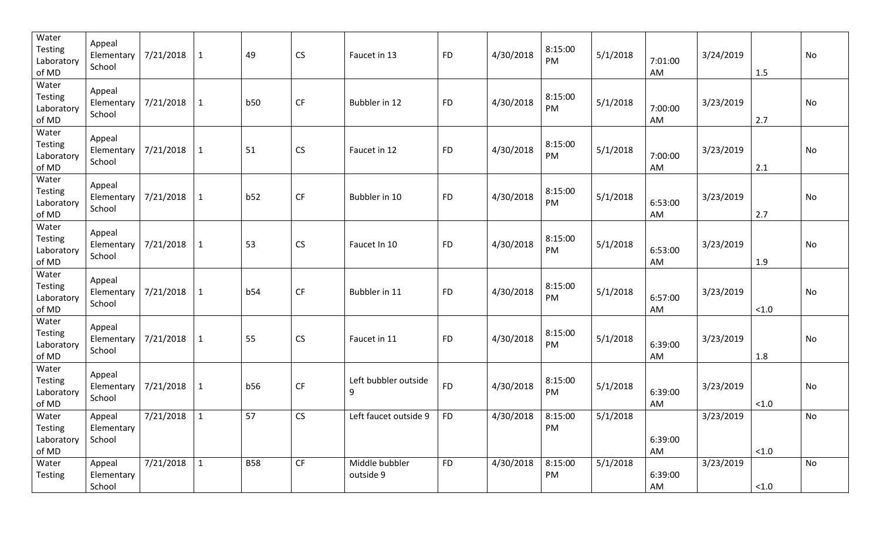| | | | | | | | | | | | | | |
|---|---|---|---|---|---|---|---|---|---|---|---|---|---|
| Water Testing Laboratory of MD | Appeal Elementary School | 7/21/2018 | 1 | 49 | CS | Faucet in 13 | FD | 4/30/2018 | 8:15:00 PM | 5/1/2018 | 7:01:00 AM | 3/24/2019 | 1.5 | No |
| Water Testing Laboratory of MD | Appeal Elementary School | 7/21/2018 | 1 | b50 | CF | Bubbler in 12 | FD | 4/30/2018 | 8:15:00 PM | 5/1/2018 | 7:00:00 AM | 3/23/2019 | 2.7 | No |
| Water Testing Laboratory of MD | Appeal Elementary School | 7/21/2018 | 1 | 51 | CS | Faucet in 12 | FD | 4/30/2018 | 8:15:00 PM | 5/1/2018 | 7:00:00 AM | 3/23/2019 | 2.1 | No |
| Water Testing Laboratory of MD | Appeal Elementary School | 7/21/2018 | 1 | b52 | CF | Bubbler in 10 | FD | 4/30/2018 | 8:15:00 PM | 5/1/2018 | 6:53:00 AM | 3/23/2019 | 2.7 | No |
| Water Testing Laboratory of MD | Appeal Elementary School | 7/21/2018 | 1 | 53 | CS | Faucet In 10 | FD | 4/30/2018 | 8:15:00 PM | 5/1/2018 | 6:53:00 AM | 3/23/2019 | 1.9 | No |
| Water Testing Laboratory of MD | Appeal Elementary School | 7/21/2018 | 1 | b54 | CF | Bubbler in 11 | FD | 4/30/2018 | 8:15:00 PM | 5/1/2018 | 6:57:00 AM | 3/23/2019 | <1.0 | No |
| Water Testing Laboratory of MD | Appeal Elementary School | 7/21/2018 | 1 | 55 | CS | Faucet in 11 | FD | 4/30/2018 | 8:15:00 PM | 5/1/2018 | 6:39:00 AM | 3/23/2019 | 1.8 | No |
| Water Testing Laboratory of MD | Appeal Elementary School | 7/21/2018 | 1 | b56 | CF | Left bubbler outside 9 | FD | 4/30/2018 | 8:15:00 PM | 5/1/2018 | 6:39:00 AM | 3/23/2019 | <1.0 | No |
| Water Testing Laboratory of MD | Appeal Elementary School | 7/21/2018 | 1 | 57 | CS | Left faucet outside 9 | FD | 4/30/2018 | 8:15:00 PM | 5/1/2018 | 6:39:00 AM | 3/23/2019 | <1.0 | No |
| Water Testing | Appeal Elementary School | 7/21/2018 | 1 | B58 | CF | Middle bubbler outside 9 | FD | 4/30/2018 | 8:15:00 PM | 5/1/2018 | 6:39:00 AM | 3/23/2019 | <1.0 | No |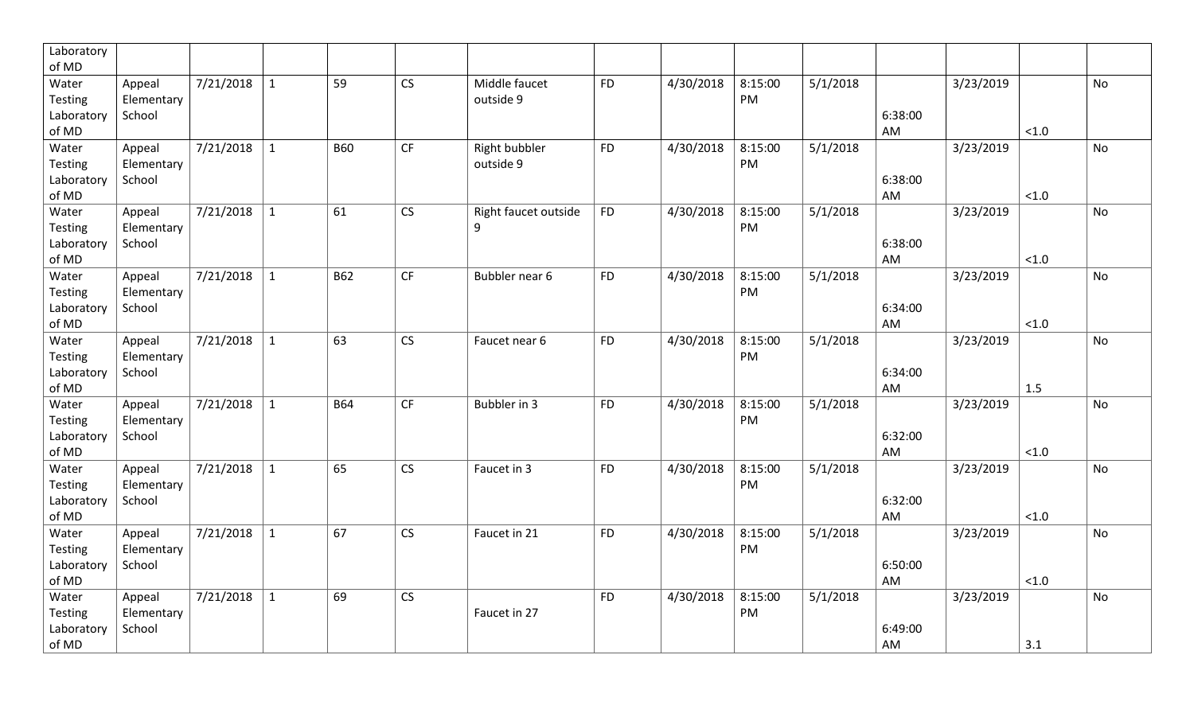| | | | | | | | | | | | | | | |
|---|---|---|---|---|---|---|---|---|---|---|---|---|---|---|
| Laboratory of MD | | | | | | | | | | | | | | |
| Water Testing Laboratory of MD | Appeal Elementary School | 7/21/2018 | 1 | 59 | CS | Middle faucet outside 9 | FD | 4/30/2018 | 8:15:00 PM | 5/1/2018 | 6:38:00 AM | 3/23/2019 | <1.0 | No |
| Water Testing Laboratory of MD | Appeal Elementary School | 7/21/2018 | 1 | B60 | CF | Right bubbler outside 9 | FD | 4/30/2018 | 8:15:00 PM | 5/1/2018 | 6:38:00 AM | 3/23/2019 | <1.0 | No |
| Water Testing Laboratory of MD | Appeal Elementary School | 7/21/2018 | 1 | 61 | CS | Right faucet outside 9 | FD | 4/30/2018 | 8:15:00 PM | 5/1/2018 | 6:38:00 AM | 3/23/2019 | <1.0 | No |
| Water Testing Laboratory of MD | Appeal Elementary School | 7/21/2018 | 1 | B62 | CF | Bubbler near 6 | FD | 4/30/2018 | 8:15:00 PM | 5/1/2018 | 6:34:00 AM | 3/23/2019 | <1.0 | No |
| Water Testing Laboratory of MD | Appeal Elementary School | 7/21/2018 | 1 | 63 | CS | Faucet near 6 | FD | 4/30/2018 | 8:15:00 PM | 5/1/2018 | 6:34:00 AM | 3/23/2019 | 1.5 | No |
| Water Testing Laboratory of MD | Appeal Elementary School | 7/21/2018 | 1 | B64 | CF | Bubbler in 3 | FD | 4/30/2018 | 8:15:00 PM | 5/1/2018 | 6:32:00 AM | 3/23/2019 | <1.0 | No |
| Water Testing Laboratory of MD | Appeal Elementary School | 7/21/2018 | 1 | 65 | CS | Faucet in 3 | FD | 4/30/2018 | 8:15:00 PM | 5/1/2018 | 6:32:00 AM | 3/23/2019 | <1.0 | No |
| Water Testing Laboratory of MD | Appeal Elementary School | 7/21/2018 | 1 | 67 | CS | Faucet in 21 | FD | 4/30/2018 | 8:15:00 PM | 5/1/2018 | 6:50:00 AM | 3/23/2019 | <1.0 | No |
| Water Testing Laboratory of MD | Appeal Elementary School | 7/21/2018 | 1 | 69 | CS | Faucet in 27 | FD | 4/30/2018 | 8:15:00 PM | 5/1/2018 | 6:49:00 AM | 3/23/2019 | 3.1 | No |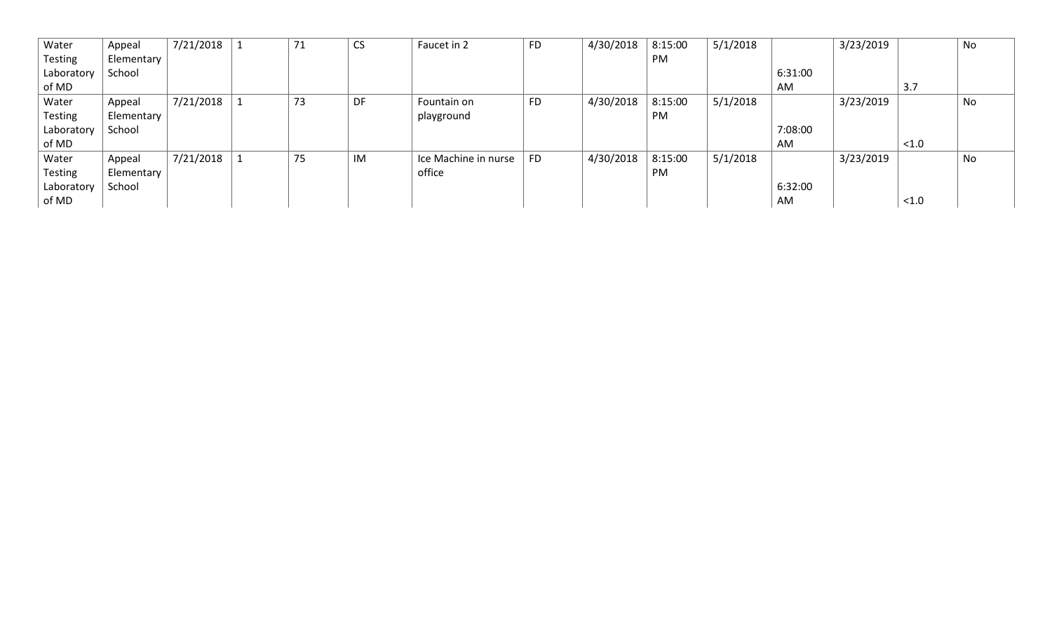| | | | | | | | | | | | | | | |
|---|---|---|---|---|---|---|---|---|---|---|---|---|---|---|
| Water Testing Laboratory of MD | Appeal Elementary School | 7/21/2018 | 1 | 71 | CS | Faucet in 2 | FD | 4/30/2018 | 8:15:00 PM | 5/1/2018 | 6:31:00 AM | 3/23/2019 | 3.7 | No |
| Water Testing Laboratory of MD | Appeal Elementary School | 7/21/2018 | 1 | 73 | DF | Fountain on playground | FD | 4/30/2018 | 8:15:00 PM | 5/1/2018 | 7:08:00 AM | 3/23/2019 | <1.0 | No |
| Water Testing Laboratory of MD | Appeal Elementary School | 7/21/2018 | 1 | 75 | IM | Ice Machine in nurse office | FD | 4/30/2018 | 8:15:00 PM | 5/1/2018 | 6:32:00 AM | 3/23/2019 | <1.0 | No |